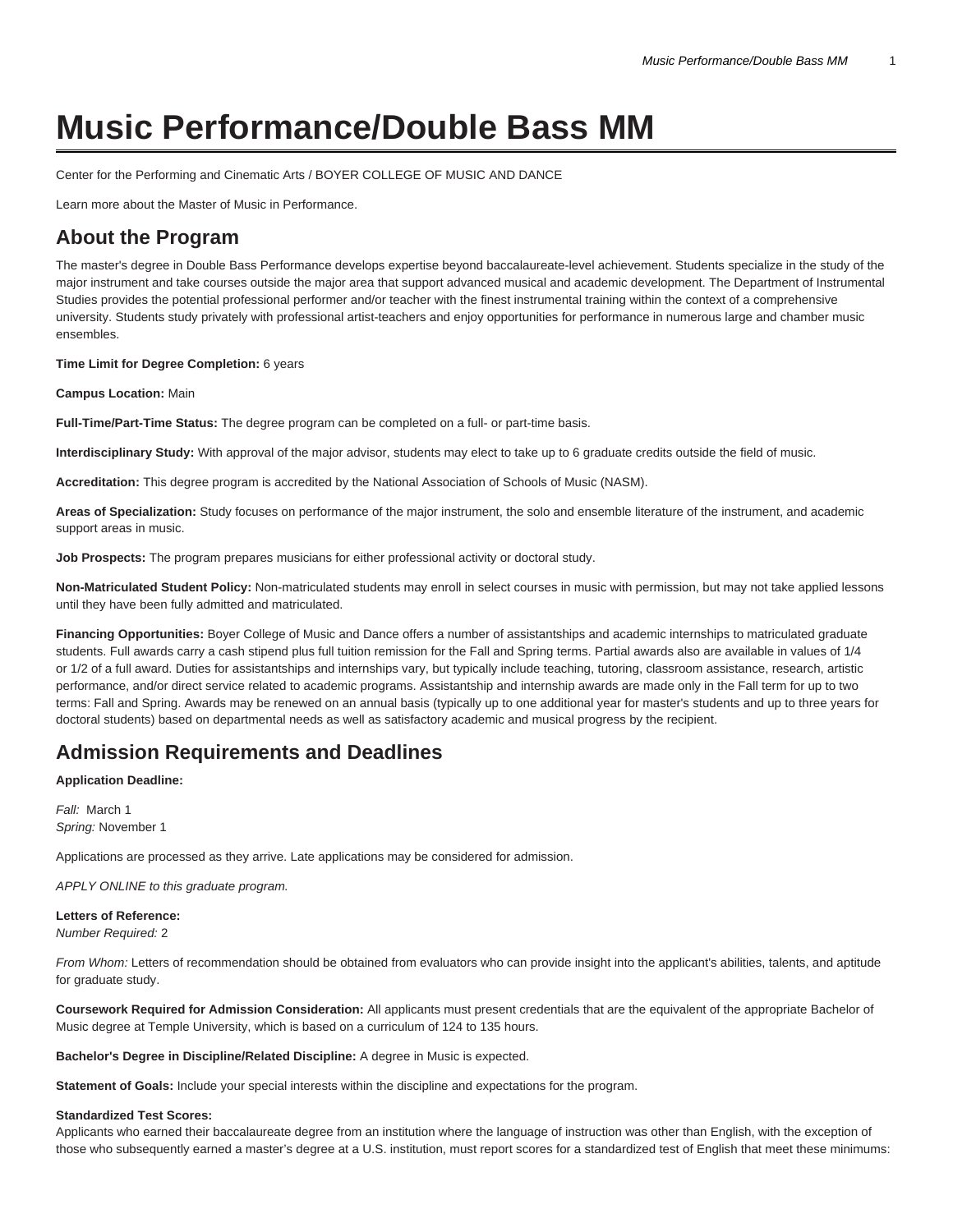# Music Performance/Double Bass MM

Center for the Performing and Cinematic Arts / BOYER COLLEGE OF MUSIC AND DANCE

Learn more about the Master of Music in Performance.

## About the Program

The master's degree in Double Bass Performance develops expertise beyond baccalaureate-level achievement. Students specialize in the study of the major instrument and take courses outside the major area that support advanced musical and academic development. The Department of Instrumental Studies provides the potential professional performer and/or teacher with the finest instrumental training within the context of a comprehensive university. Students study privately with professional artist-teachers and enjoy opportunities for performance in numerous large and chamber music ensembles.

**Time Limit for Degree Completion:** 6 years

**Campus Location:** Main

**Full-Time/Part-Time Status:** The degree program can be completed on a full- or part-time basis.

**Interdisciplinary Study:** With approval of the major advisor, students may elect to take up to 6 graduate credits outside the field of music.

**Accreditation:** This degree program is accredited by the National Association of Schools of Music (NASM).

**Areas of Specialization:** Study focuses on performance of the major instrument, the solo and ensemble literature of the instrument, and academic support areas in music.

**Job Prospects:** The program prepares musicians for either professional activity or doctoral study.

**Non-Matriculated Student Policy:** Non-matriculated students may enroll in select courses in music with permission, but may not take applied lessons until they have been fully admitted and matriculated.

**Financing Opportunities:** Boyer College of Music and Dance offers a number of assistantships and academic internships to matriculated graduate students. Full awards carry a cash stipend plus full tuition remission for the Fall and Spring terms. Partial awards also are available in values of 1/4 or 1/2 of a full award. Duties for assistantships and internships vary, but typically include teaching, tutoring, classroom assistance, research, artistic performance, and/or direct service related to academic programs. Assistantship and internship awards are made only in the Fall term for up to two terms: Fall and Spring. Awards may be renewed on an annual basis (typically up to one additional year for master's students and up to three years for doctoral students) based on departmental needs as well as satisfactory academic and musical progress by the recipient.

## Admission Requirements and Deadlines

**Application Deadline:**

*Fall:* March 1
*Spring:* November 1

Applications are processed as they arrive. Late applications may be considered for admission.

*APPLY ONLINE to this graduate program.*

**Letters of Reference:**
*Number Required:* 2

*From Whom:* Letters of recommendation should be obtained from evaluators who can provide insight into the applicant's abilities, talents, and aptitude for graduate study.

**Coursework Required for Admission Consideration:** All applicants must present credentials that are the equivalent of the appropriate Bachelor of Music degree at Temple University, which is based on a curriculum of 124 to 135 hours.

**Bachelor's Degree in Discipline/Related Discipline:** A degree in Music is expected.

**Statement of Goals:** Include your special interests within the discipline and expectations for the program.

**Standardized Test Scores:**
Applicants who earned their baccalaureate degree from an institution where the language of instruction was other than English, with the exception of those who subsequently earned a master's degree at a U.S. institution, must report scores for a standardized test of English that meet these minimums: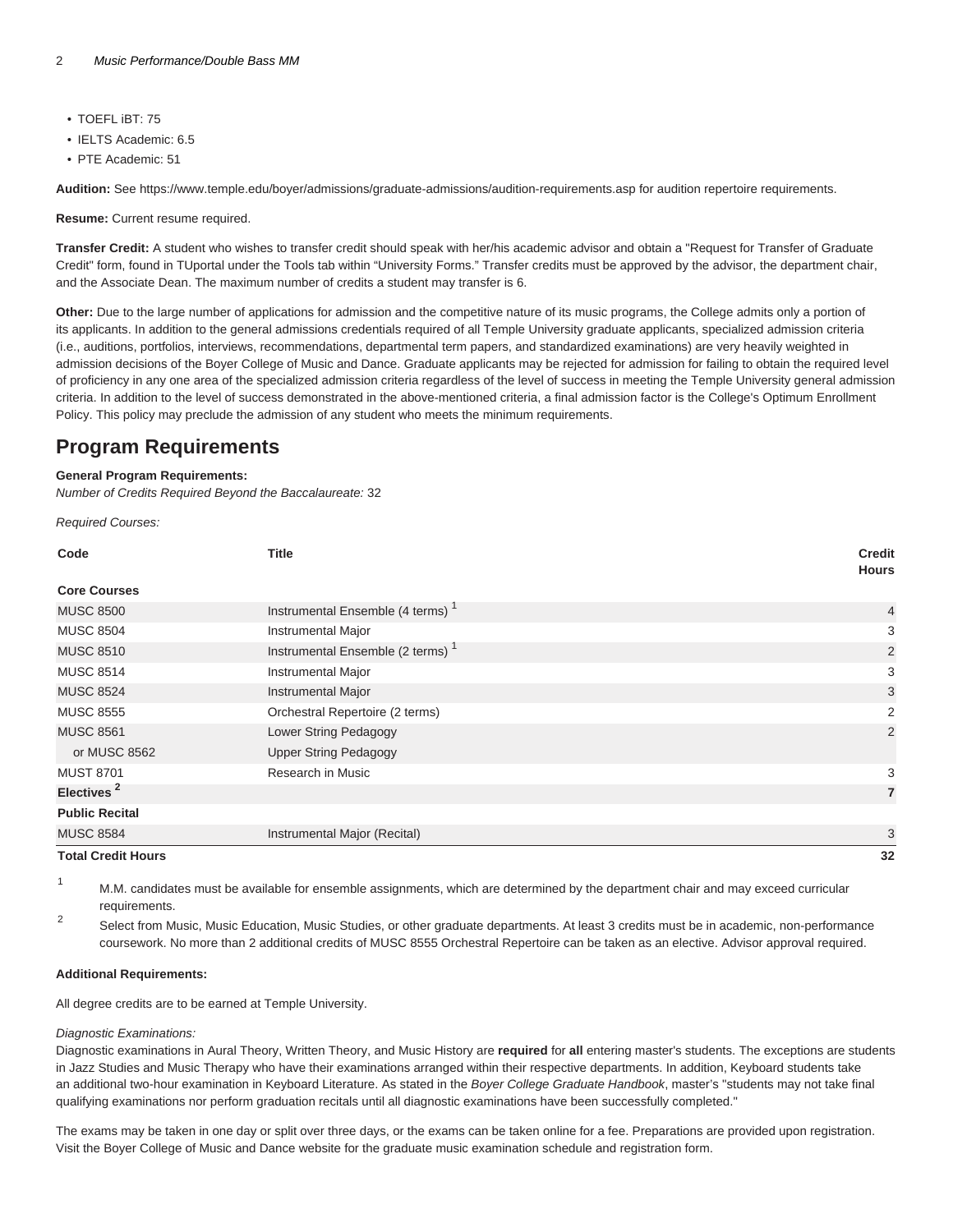- TOEFL iBT: 75
- IELTS Academic: 6.5
- PTE Academic: 51

**Audition:** See https://www.temple.edu/boyer/admissions/graduate-admissions/audition-requirements.asp for audition repertoire requirements.

**Resume:** Current resume required.

**Transfer Credit:** A student who wishes to transfer credit should speak with her/his academic advisor and obtain a "Request for Transfer of Graduate Credit" form, found in TUportal under the Tools tab within “University Forms.” Transfer credits must be approved by the advisor, the department chair, and the Associate Dean. The maximum number of credits a student may transfer is 6.

**Other:** Due to the large number of applications for admission and the competitive nature of its music programs, the College admits only a portion of its applicants. In addition to the general admissions credentials required of all Temple University graduate applicants, specialized admission criteria (i.e., auditions, portfolios, interviews, recommendations, departmental term papers, and standardized examinations) are very heavily weighted in admission decisions of the Boyer College of Music and Dance. Graduate applicants may be rejected for admission for failing to obtain the required level of proficiency in any one area of the specialized admission criteria regardless of the level of success in meeting the Temple University general admission criteria. In addition to the level of success demonstrated in the above-mentioned criteria, a final admission factor is the College's Optimum Enrollment Policy. This policy may preclude the admission of any student who meets the minimum requirements.

## Program Requirements

**General Program Requirements:**
*Number of Credits Required Beyond the Baccalaureate:* 32

*Required Courses:*

| Code | Title | Credit Hours |
|---|---|---|
| **Core Courses** | | |
| MUSC 8500 | Instrumental Ensemble (4 terms) [1] | 4 |
| MUSC 8504 | Instrumental Major | 3 |
| MUSC 8510 | Instrumental Ensemble (2 terms) [1] | 2 |
| MUSC 8514 | Instrumental Major | 3 |
| MUSC 8524 | Instrumental Major | 3 |
| MUSC 8555 | Orchestral Repertoire (2 terms) | 2 |
| MUSC 8561 | Lower String Pedagogy | 2 |
| or MUSC 8562 | Upper String Pedagogy | |
| MUST 8701 | Research in Music | 3 |
| **Electives [2]** | | **7** |
| **Public Recital** | | |
| MUSC 8584 | Instrumental Major (Recital) | 3 |
| **Total Credit Hours** | | **32** |

1. M.M. candidates must be available for ensemble assignments, which are determined by the department chair and may exceed curricular requirements.
2. Select from Music, Music Education, Music Studies, or other graduate departments. At least 3 credits must be in academic, non-performance coursework. No more than 2 additional credits of MUSC 8555 Orchestral Repertoire can be taken as an elective. Advisor approval required.

**Additional Requirements:**

All degree credits are to be earned at Temple University.

*Diagnostic Examinations:*
Diagnostic examinations in Aural Theory, Written Theory, and Music History are **required** for **all** entering master's students. The exceptions are students in Jazz Studies and Music Therapy who have their examinations arranged within their respective departments. In addition, Keyboard students take an additional two-hour examination in Keyboard Literature. As stated in the *Boyer College Graduate Handbook*, master’s "students may not take final qualifying examinations nor perform graduation recitals until all diagnostic examinations have been successfully completed."

The exams may be taken in one day or split over three days, or the exams can be taken online for a fee. Preparations are provided upon registration. Visit the Boyer College of Music and Dance website for the graduate music examination schedule and registration form.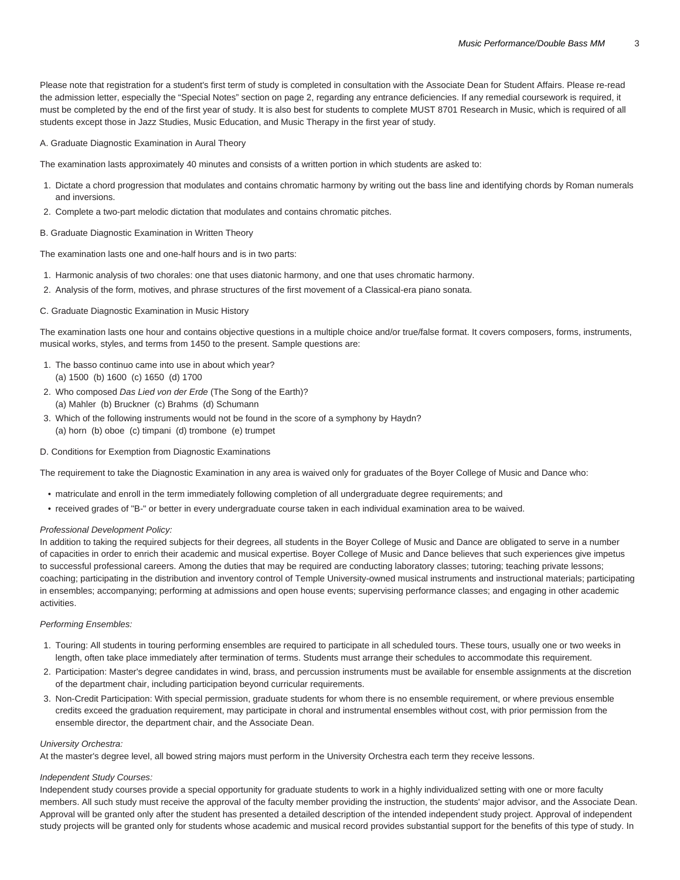Please note that registration for a student's first term of study is completed in consultation with the Associate Dean for Student Affairs. Please re-read the admission letter, especially the "Special Notes" section on page 2, regarding any entrance deficiencies. If any remedial coursework is required, it must be completed by the end of the first year of study. It is also best for students to complete MUST 8701 Research in Music, which is required of all students except those in Jazz Studies, Music Education, and Music Therapy in the first year of study.

A. Graduate Diagnostic Examination in Aural Theory

The examination lasts approximately 40 minutes and consists of a written portion in which students are asked to:

1. Dictate a chord progression that modulates and contains chromatic harmony by writing out the bass line and identifying chords by Roman numerals and inversions.
2. Complete a two-part melodic dictation that modulates and contains chromatic pitches.

B. Graduate Diagnostic Examination in Written Theory

The examination lasts one and one-half hours and is in two parts:

1. Harmonic analysis of two chorales: one that uses diatonic harmony, and one that uses chromatic harmony.
2. Analysis of the form, motives, and phrase structures of the first movement of a Classical-era piano sonata.

C. Graduate Diagnostic Examination in Music History

The examination lasts one hour and contains objective questions in a multiple choice and/or true/false format. It covers composers, forms, instruments, musical works, styles, and terms from 1450 to the present. Sample questions are:

1. The basso continuo came into use in about which year?
   (a) 1500 (b) 1600 (c) 1650 (d) 1700
2. Who composed *Das Lied von der Erde* (The Song of the Earth)?
   (a) Mahler (b) Bruckner (c) Brahms (d) Schumann
3. Which of the following instruments would not be found in the score of a symphony by Haydn?
   (a) horn (b) oboe (c) timpani (d) trombone (e) trumpet

D. Conditions for Exemption from Diagnostic Examinations

The requirement to take the Diagnostic Examination in any area is waived only for graduates of the Boyer College of Music and Dance who:

- matriculate and enroll in the term immediately following completion of all undergraduate degree requirements; and
- received grades of "B-" or better in every undergraduate course taken in each individual examination area to be waived.

*Professional Development Policy:*
In addition to taking the required subjects for their degrees, all students in the Boyer College of Music and Dance are obligated to serve in a number of capacities in order to enrich their academic and musical expertise. Boyer College of Music and Dance believes that such experiences give impetus to successful professional careers. Among the duties that may be required are conducting laboratory classes; tutoring; teaching private lessons; coaching; participating in the distribution and inventory control of Temple University-owned musical instruments and instructional materials; participating in ensembles; accompanying; performing at admissions and open house events; supervising performance classes; and engaging in other academic activities.

*Performing Ensembles:*

1. Touring: All students in touring performing ensembles are required to participate in all scheduled tours. These tours, usually one or two weeks in length, often take place immediately after termination of terms. Students must arrange their schedules to accommodate this requirement.
2. Participation: Master's degree candidates in wind, brass, and percussion instruments must be available for ensemble assignments at the discretion of the department chair, including participation beyond curricular requirements.
3. Non-Credit Participation: With special permission, graduate students for whom there is no ensemble requirement, or where previous ensemble credits exceed the graduation requirement, may participate in choral and instrumental ensembles without cost, with prior permission from the ensemble director, the department chair, and the Associate Dean.

*University Orchestra:*
At the master's degree level, all bowed string majors must perform in the University Orchestra each term they receive lessons.

*Independent Study Courses:*
Independent study courses provide a special opportunity for graduate students to work in a highly individualized setting with one or more faculty members. All such study must receive the approval of the faculty member providing the instruction, the students' major advisor, and the Associate Dean. Approval will be granted only after the student has presented a detailed description of the intended independent study project. Approval of independent study projects will be granted only for students whose academic and musical record provides substantial support for the benefits of this type of study. In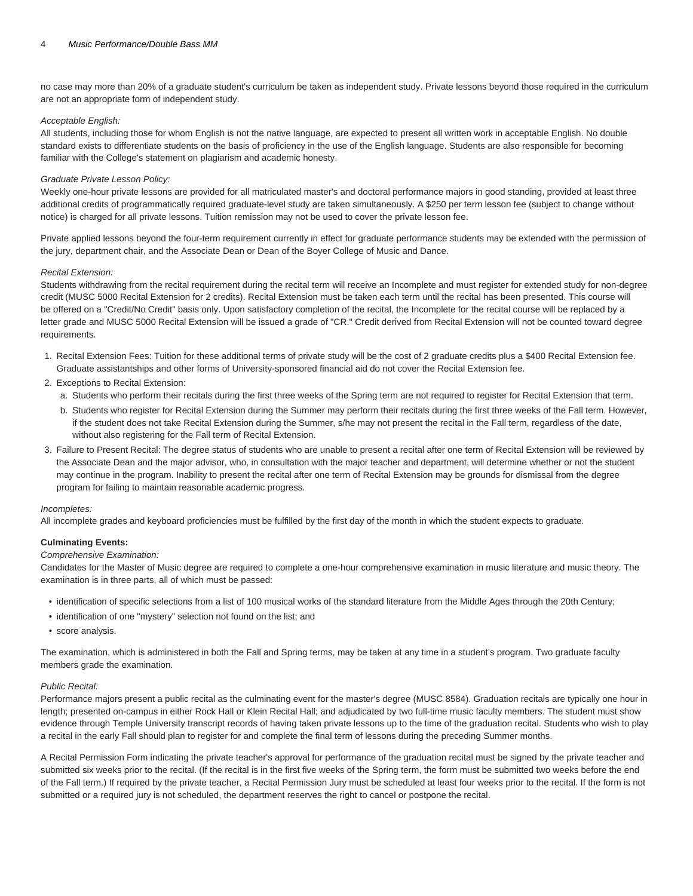no case may more than 20% of a graduate student's curriculum be taken as independent study. Private lessons beyond those required in the curriculum are not an appropriate form of independent study.

*Acceptable English:*
All students, including those for whom English is not the native language, are expected to present all written work in acceptable English. No double standard exists to differentiate students on the basis of proficiency in the use of the English language. Students are also responsible for becoming familiar with the College's statement on plagiarism and academic honesty.

*Graduate Private Lesson Policy:*
Weekly one-hour private lessons are provided for all matriculated master's and doctoral performance majors in good standing, provided at least three additional credits of programmatically required graduate-level study are taken simultaneously. A $250 per term lesson fee (subject to change without notice) is charged for all private lessons. Tuition remission may not be used to cover the private lesson fee.

Private applied lessons beyond the four-term requirement currently in effect for graduate performance students may be extended with the permission of the jury, department chair, and the Associate Dean or Dean of the Boyer College of Music and Dance.

*Recital Extension:*
Students withdrawing from the recital requirement during the recital term will receive an Incomplete and must register for extended study for non-degree credit (MUSC 5000 Recital Extension for 2 credits). Recital Extension must be taken each term until the recital has been presented. This course will be offered on a "Credit/No Credit" basis only. Upon satisfactory completion of the recital, the Incomplete for the recital course will be replaced by a letter grade and MUSC 5000 Recital Extension will be issued a grade of "CR." Credit derived from Recital Extension will not be counted toward degree requirements.

1. Recital Extension Fees: Tuition for these additional terms of private study will be the cost of 2 graduate credits plus a $400 Recital Extension fee. Graduate assistantships and other forms of University-sponsored financial aid do not cover the Recital Extension fee.
2. Exceptions to Recital Extension:
   a. Students who perform their recitals during the first three weeks of the Spring term are not required to register for Recital Extension that term.
   b. Students who register for Recital Extension during the Summer may perform their recitals during the first three weeks of the Fall term. However, if the student does not take Recital Extension during the Summer, s/he may not present the recital in the Fall term, regardless of the date, without also registering for the Fall term of Recital Extension.
3. Failure to Present Recital: The degree status of students who are unable to present a recital after one term of Recital Extension will be reviewed by the Associate Dean and the major advisor, who, in consultation with the major teacher and department, will determine whether or not the student may continue in the program. Inability to present the recital after one term of Recital Extension may be grounds for dismissal from the degree program for failing to maintain reasonable academic progress.

*Incompletes:*
All incomplete grades and keyboard proficiencies must be fulfilled by the first day of the month in which the student expects to graduate.

**Culminating Events:**

*Comprehensive Examination:*
Candidates for the Master of Music degree are required to complete a one-hour comprehensive examination in music literature and music theory. The examination is in three parts, all of which must be passed:

- identification of specific selections from a list of 100 musical works of the standard literature from the Middle Ages through the 20th Century;
- identification of one "mystery" selection not found on the list; and
- score analysis.

The examination, which is administered in both the Fall and Spring terms, may be taken at any time in a student's program. Two graduate faculty members grade the examination.

*Public Recital:*
Performance majors present a public recital as the culminating event for the master's degree (MUSC 8584). Graduation recitals are typically one hour in length; presented on-campus in either Rock Hall or Klein Recital Hall; and adjudicated by two full-time music faculty members. The student must show evidence through Temple University transcript records of having taken private lessons up to the time of the graduation recital. Students who wish to play a recital in the early Fall should plan to register for and complete the final term of lessons during the preceding Summer months.

A Recital Permission Form indicating the private teacher's approval for performance of the graduation recital must be signed by the private teacher and submitted six weeks prior to the recital. (If the recital is in the first five weeks of the Spring term, the form must be submitted two weeks before the end of the Fall term.) If required by the private teacher, a Recital Permission Jury must be scheduled at least four weeks prior to the recital. If the form is not submitted or a required jury is not scheduled, the department reserves the right to cancel or postpone the recital.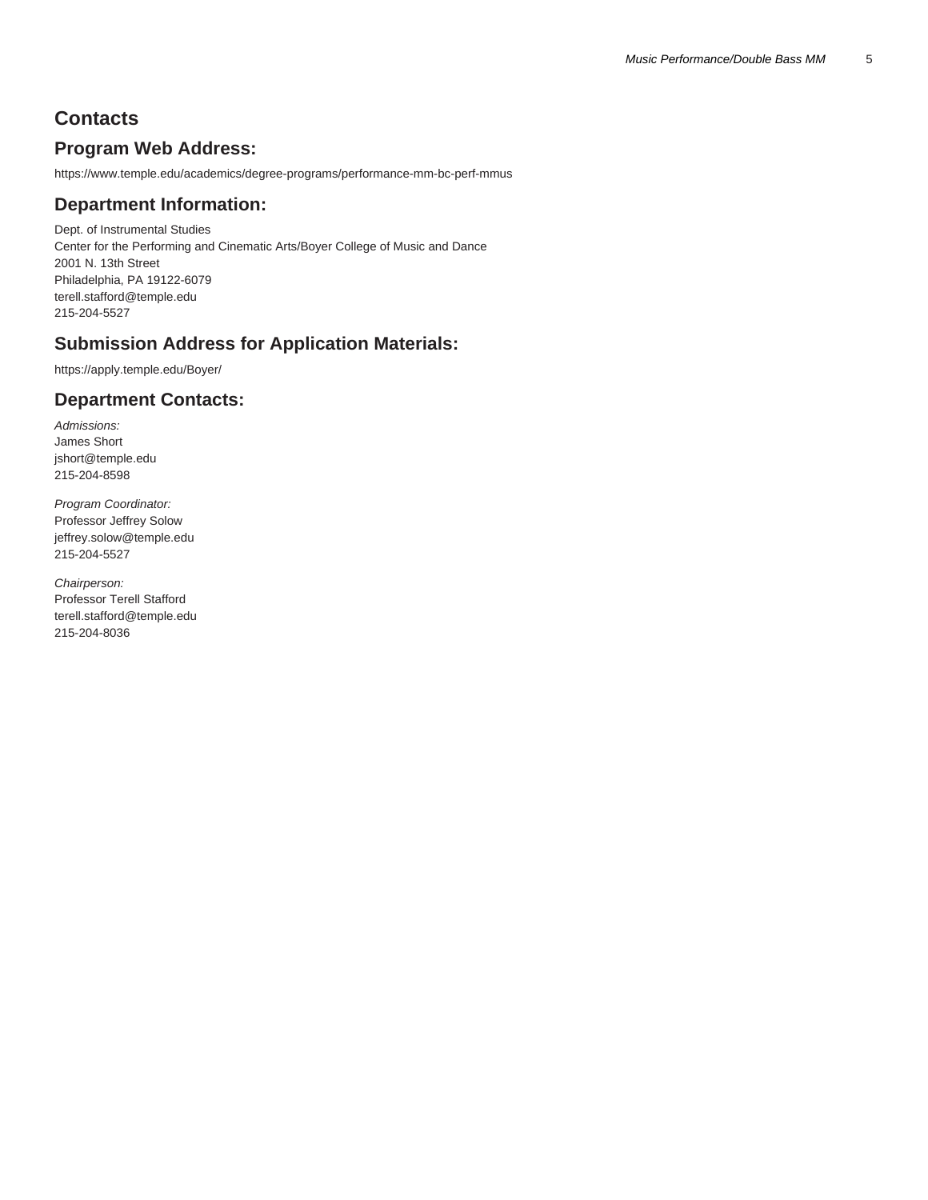# Contacts

## Program Web Address:

https://www.temple.edu/academics/degree-programs/performance-mm-bc-perf-mmus

## Department Information:

Dept. of Instrumental Studies
Center for the Performing and Cinematic Arts/Boyer College of Music and Dance
2001 N. 13th Street
Philadelphia, PA 19122-6079
terell.stafford@temple.edu
215-204-5527

## Submission Address for Application Materials:

https://apply.temple.edu/Boyer/

## Department Contacts:

*Admissions:*
James Short
jshort@temple.edu
215-204-8598

*Program Coordinator:*
Professor Jeffrey Solow
jeffrey.solow@temple.edu
215-204-5527

*Chairperson:*
Professor Terell Stafford
terell.stafford@temple.edu
215-204-8036